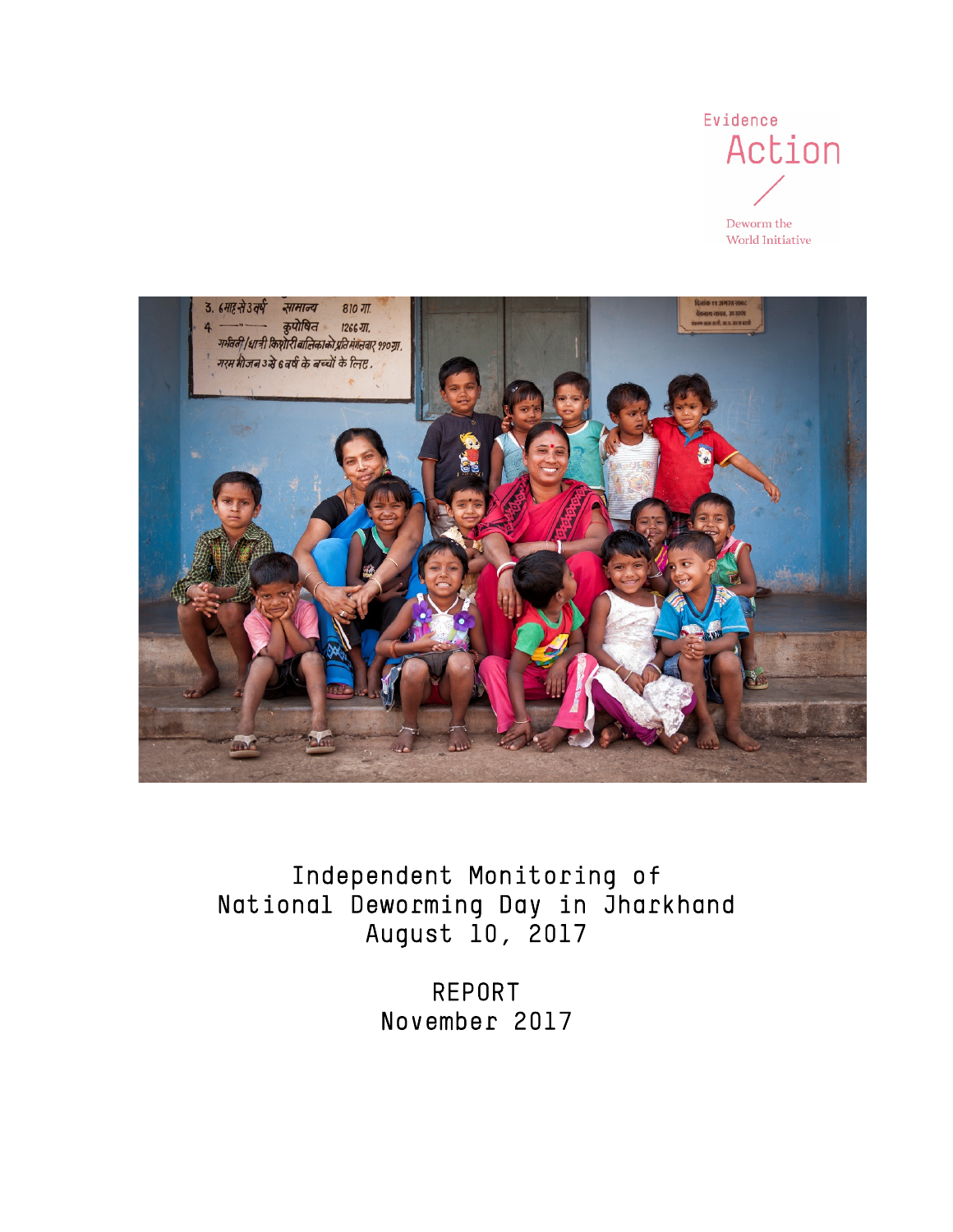Evidence
Action

Deworm the
World Initiative

# Independent Monitoring of National Deworming Day in Jharkhand August 10, 2017

## REPORT
November 2017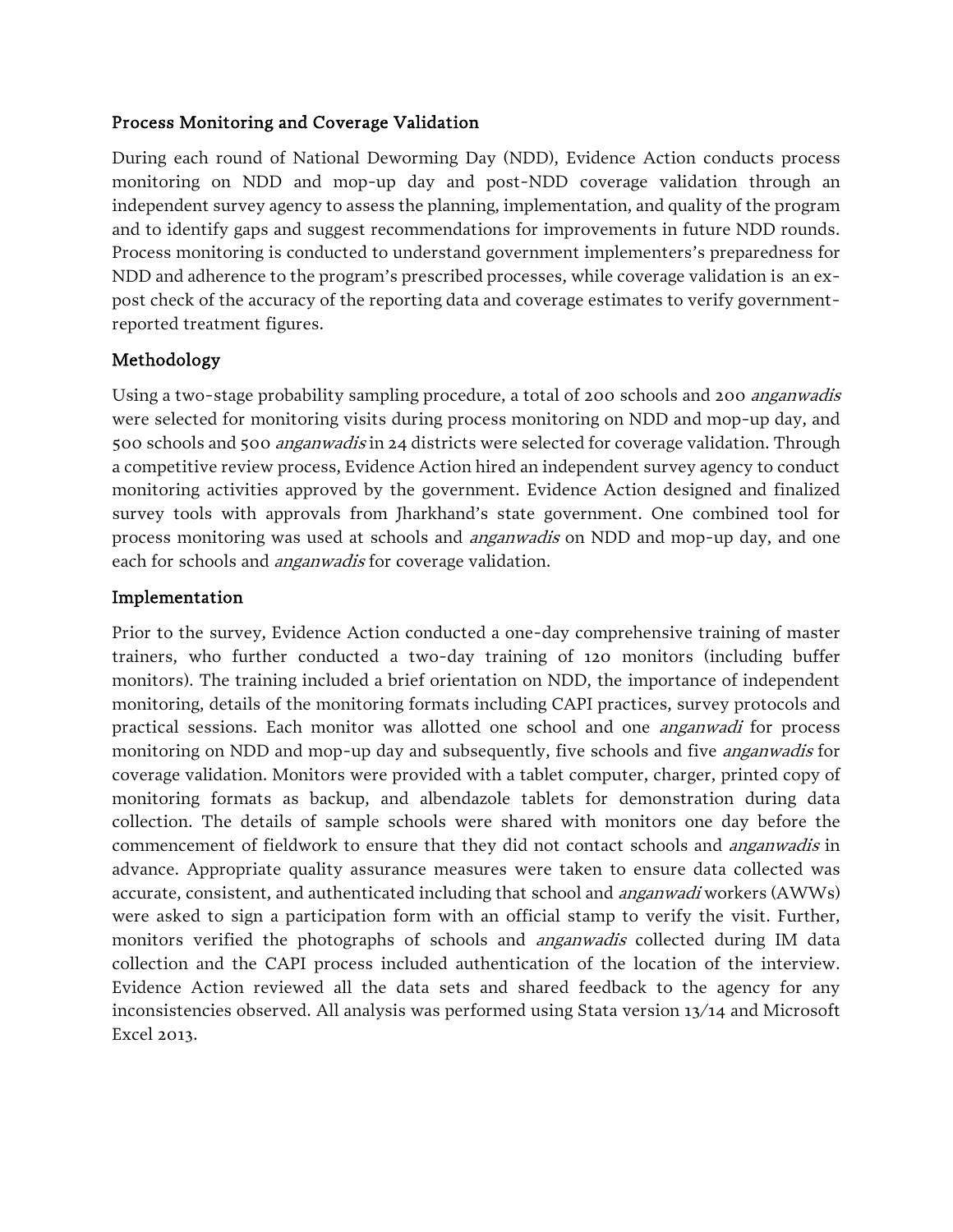## Process Monitoring and Coverage Validation

During each round of National Deworming Day (NDD), Evidence Action conducts process monitoring on NDD and mop-up day and post-NDD coverage validation through an independent survey agency to assess the planning, implementation, and quality of the program and to identify gaps and suggest recommendations for improvements in future NDD rounds. Process monitoring is conducted to understand government implementers's preparedness for NDD and adherence to the program's prescribed processes, while coverage validation is an ex-post check of the accuracy of the reporting data and coverage estimates to verify government-reported treatment figures.

## Methodology

Using a two-stage probability sampling procedure, a total of 200 schools and 200 *anganwadis* were selected for monitoring visits during process monitoring on NDD and mop-up day, and 500 schools and 500 *anganwadis* in 24 districts were selected for coverage validation. Through a competitive review process, Evidence Action hired an independent survey agency to conduct monitoring activities approved by the government. Evidence Action designed and finalized survey tools with approvals from Jharkhand's state government. One combined tool for process monitoring was used at schools and *anganwadis* on NDD and mop-up day, and one each for schools and *anganwadis* for coverage validation.

## Implementation

Prior to the survey, Evidence Action conducted a one-day comprehensive training of master trainers, who further conducted a two-day training of 120 monitors (including buffer monitors). The training included a brief orientation on NDD, the importance of independent monitoring, details of the monitoring formats including CAPI practices, survey protocols and practical sessions. Each monitor was allotted one school and one *anganwadi* for process monitoring on NDD and mop-up day and subsequently, five schools and five *anganwadis* for coverage validation. Monitors were provided with a tablet computer, charger, printed copy of monitoring formats as backup, and albendazole tablets for demonstration during data collection. The details of sample schools were shared with monitors one day before the commencement of fieldwork to ensure that they did not contact schools and *anganwadis* in advance. Appropriate quality assurance measures were taken to ensure data collected was accurate, consistent, and authenticated including that school and *anganwadi* workers (AWWs) were asked to sign a participation form with an official stamp to verify the visit. Further, monitors verified the photographs of schools and *anganwadis* collected during IM data collection and the CAPI process included authentication of the location of the interview. Evidence Action reviewed all the data sets and shared feedback to the agency for any inconsistencies observed. All analysis was performed using Stata version 13/14 and Microsoft Excel 2013.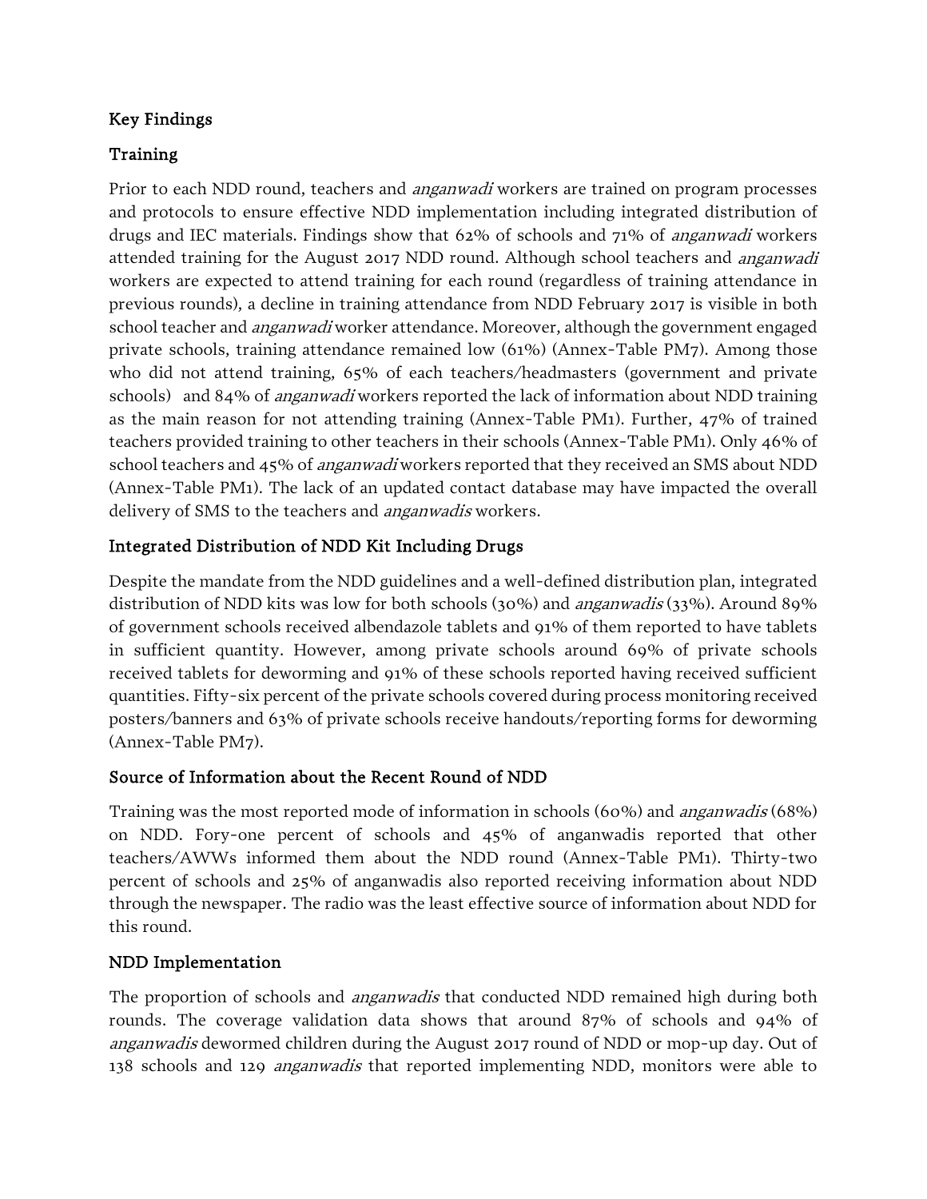## Key Findings

### Training

Prior to each NDD round, teachers and *anganwadi* workers are trained on program processes and protocols to ensure effective NDD implementation including integrated distribution of drugs and IEC materials. Findings show that 62% of schools and 71% of *anganwadi* workers attended training for the August 2017 NDD round. Although school teachers and *anganwadi* workers are expected to attend training for each round (regardless of training attendance in previous rounds), a decline in training attendance from NDD February 2017 is visible in both school teacher and *anganwadi* worker attendance. Moreover, although the government engaged private schools, training attendance remained low (61%) (Annex-Table PM7). Among those who did not attend training, 65% of each teachers/headmasters (government and private schools) and 84% of *anganwadi* workers reported the lack of information about NDD training as the main reason for not attending training (Annex-Table PM1). Further, 47% of trained teachers provided training to other teachers in their schools (Annex-Table PM1). Only 46% of school teachers and 45% of *anganwadi* workers reported that they received an SMS about NDD (Annex-Table PM1). The lack of an updated contact database may have impacted the overall delivery of SMS to the teachers and *anganwadis* workers.

### Integrated Distribution of NDD Kit Including Drugs

Despite the mandate from the NDD guidelines and a well-defined distribution plan, integrated distribution of NDD kits was low for both schools (30%) and *anganwadis* (33%). Around 89% of government schools received albendazole tablets and 91% of them reported to have tablets in sufficient quantity. However, among private schools around 69% of private schools received tablets for deworming and 91% of these schools reported having received sufficient quantities. Fifty-six percent of the private schools covered during process monitoring received posters/banners and 63% of private schools receive handouts/reporting forms for deworming (Annex-Table PM7).

### Source of Information about the Recent Round of NDD

Training was the most reported mode of information in schools (60%) and *anganwadis* (68%) on NDD. Fory-one percent of schools and 45% of anganwadis reported that other teachers/AWWs informed them about the NDD round (Annex-Table PM1). Thirty-two percent of schools and 25% of anganwadis also reported receiving information about NDD through the newspaper. The radio was the least effective source of information about NDD for this round.

### NDD Implementation

The proportion of schools and *anganwadis* that conducted NDD remained high during both rounds. The coverage validation data shows that around 87% of schools and 94% of *anganwadis* dewormed children during the August 2017 round of NDD or mop-up day. Out of 138 schools and 129 *anganwadis* that reported implementing NDD, monitors were able to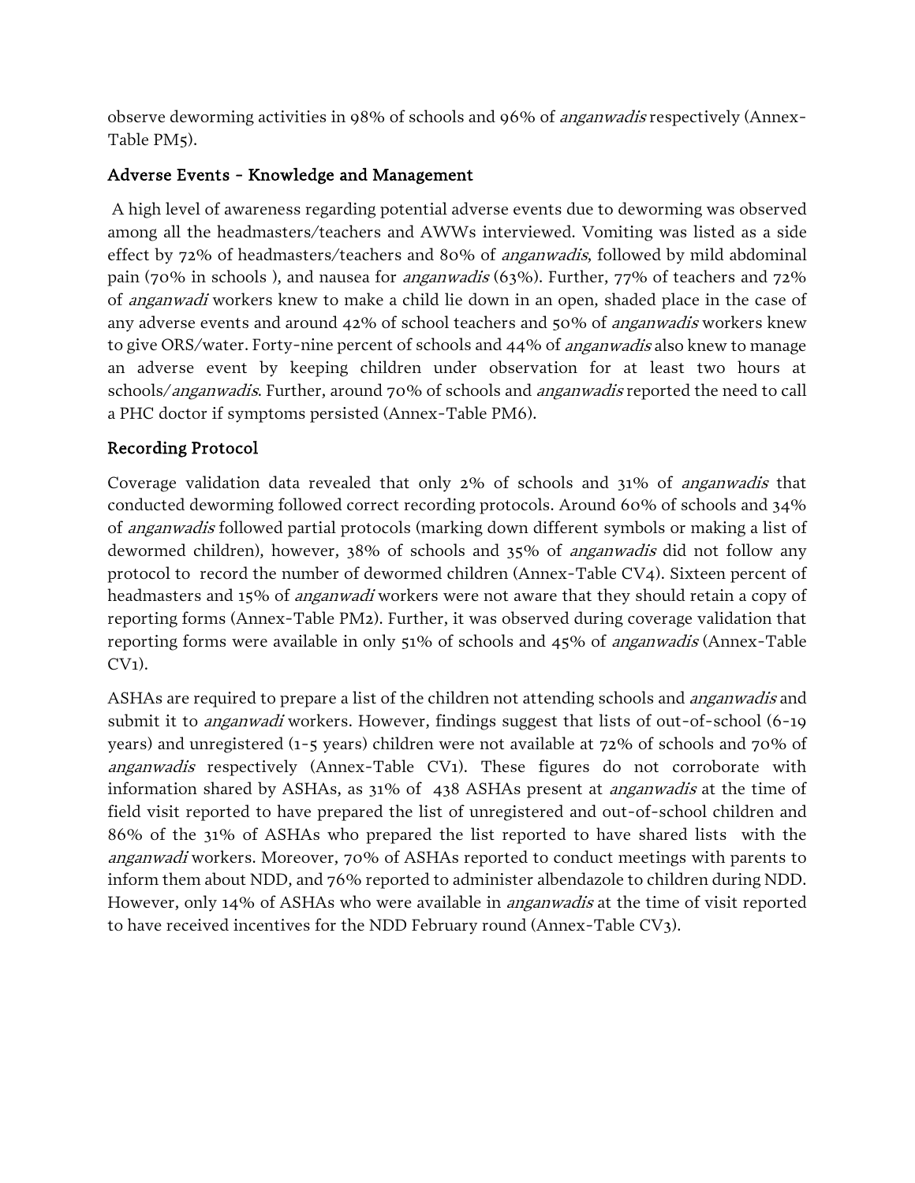observe deworming activities in 98% of schools and 96% of *anganwadis* respectively (Annex-Table PM5).

## Adverse Events - Knowledge and Management

A high level of awareness regarding potential adverse events due to deworming was observed among all the headmasters/teachers and AWWs interviewed. Vomiting was listed as a side effect by 72% of headmasters/teachers and 80% of *anganwadis*, followed by mild abdominal pain (70% in schools ), and nausea for *anganwadis* (63%). Further, 77% of teachers and 72% of *anganwadi* workers knew to make a child lie down in an open, shaded place in the case of any adverse events and around 42% of school teachers and 50% of *anganwadis* workers knew to give ORS/water. Forty-nine percent of schools and 44% of *anganwadis* also knew to manage an adverse event by keeping children under observation for at least two hours at schools/*anganwadis*. Further, around 70% of schools and *anganwadis* reported the need to call a PHC doctor if symptoms persisted (Annex-Table PM6).

## Recording Protocol

Coverage validation data revealed that only 2% of schools and 31% of *anganwadis* that conducted deworming followed correct recording protocols. Around 60% of schools and 34% of *anganwadis* followed partial protocols (marking down different symbols or making a list of dewormed children), however, 38% of schools and 35% of *anganwadis* did not follow any protocol to record the number of dewormed children (Annex-Table CV4). Sixteen percent of headmasters and 15% of *anganwadi* workers were not aware that they should retain a copy of reporting forms (Annex-Table PM2). Further, it was observed during coverage validation that reporting forms were available in only 51% of schools and 45% of *anganwadis* (Annex-Table CV1).

ASHAs are required to prepare a list of the children not attending schools and *anganwadis* and submit it to *anganwadi* workers. However, findings suggest that lists of out-of-school (6-19 years) and unregistered (1-5 years) children were not available at 72% of schools and 70% of *anganwadis* respectively (Annex-Table CV1). These figures do not corroborate with information shared by ASHAs, as 31% of 438 ASHAs present at *anganwadis* at the time of field visit reported to have prepared the list of unregistered and out-of-school children and 86% of the 31% of ASHAs who prepared the list reported to have shared lists with the *anganwadi* workers. Moreover, 70% of ASHAs reported to conduct meetings with parents to inform them about NDD, and 76% reported to administer albendazole to children during NDD. However, only 14% of ASHAs who were available in *anganwadis* at the time of visit reported to have received incentives for the NDD February round (Annex-Table CV3).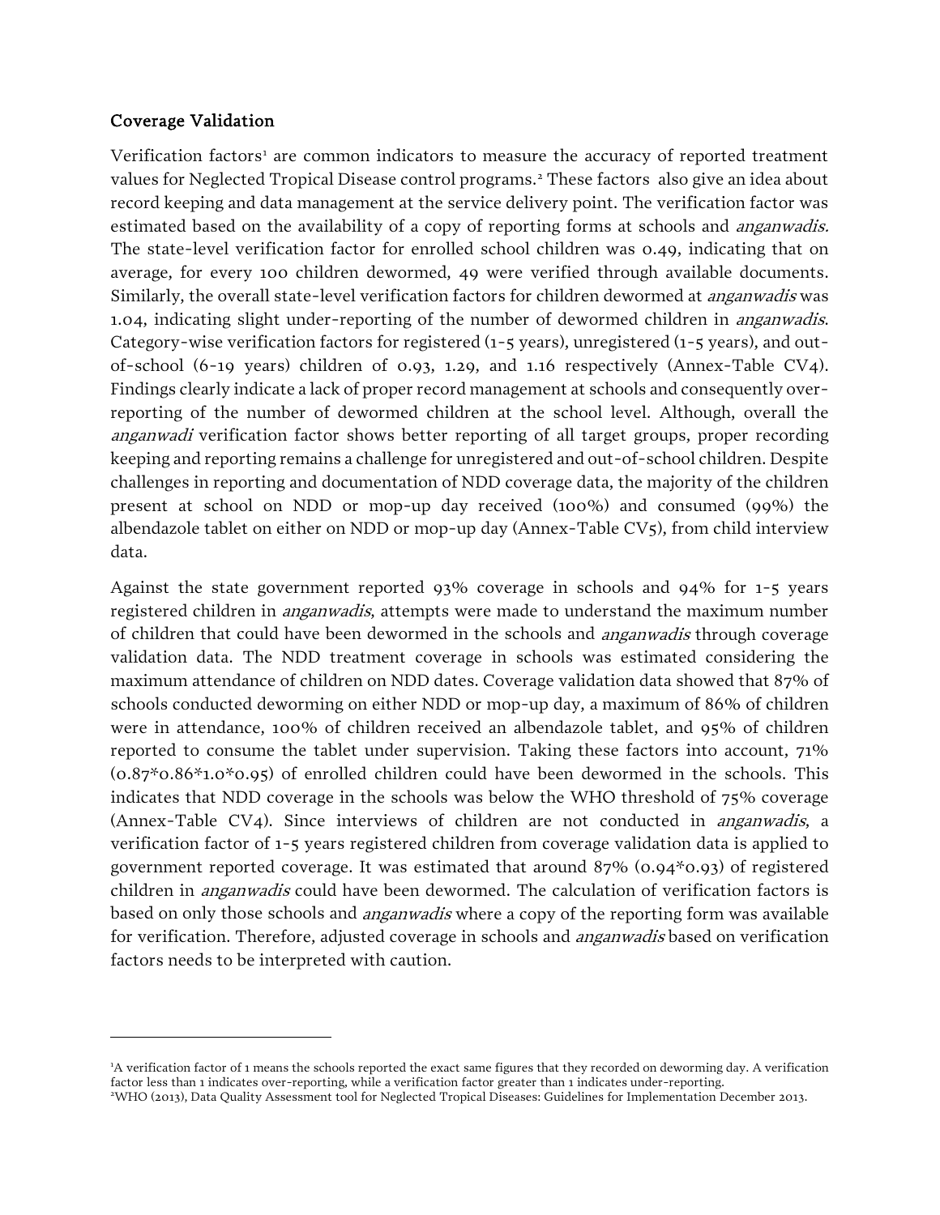## Coverage Validation

Verification factors[1] are common indicators to measure the accuracy of reported treatment values for Neglected Tropical Disease control programs.[2] These factors also give an idea about record keeping and data management at the service delivery point. The verification factor was estimated based on the availability of a copy of reporting forms at schools and *anganwadis.* The state-level verification factor for enrolled school children was 0.49, indicating that on average, for every 100 children dewormed, 49 were verified through available documents. Similarly, the overall state-level verification factors for children dewormed at *anganwadis* was 1.04, indicating slight under-reporting of the number of dewormed children in *anganwadis*. Category-wise verification factors for registered (1-5 years), unregistered (1-5 years), and out-of-school (6-19 years) children of 0.93, 1.29, and 1.16 respectively (Annex-Table CV4). Findings clearly indicate a lack of proper record management at schools and consequently over-reporting of the number of dewormed children at the school level. Although, overall the *anganwadi* verification factor shows better reporting of all target groups, proper recording keeping and reporting remains a challenge for unregistered and out-of-school children. Despite challenges in reporting and documentation of NDD coverage data, the majority of the children present at school on NDD or mop-up day received (100%) and consumed (99%) the albendazole tablet on either on NDD or mop-up day (Annex-Table CV5), from child interview data.

Against the state government reported 93% coverage in schools and 94% for 1-5 years registered children in *anganwadis*, attempts were made to understand the maximum number of children that could have been dewormed in the schools and *anganwadis* through coverage validation data. The NDD treatment coverage in schools was estimated considering the maximum attendance of children on NDD dates. Coverage validation data showed that 87% of schools conducted deworming on either NDD or mop-up day, a maximum of 86% of children were in attendance, 100% of children received an albendazole tablet, and 95% of children reported to consume the tablet under supervision. Taking these factors into account, 71% ($0.87*0.86*1.0*0.95$) of enrolled children could have been dewormed in the schools. This indicates that NDD coverage in the schools was below the WHO threshold of 75% coverage (Annex-Table CV4). Since interviews of children are not conducted in *anganwadis*, a verification factor of 1-5 years registered children from coverage validation data is applied to government reported coverage. It was estimated that around 87% ($0.94*0.93$) of registered children in *anganwadis* could have been dewormed. The calculation of verification factors is based on only those schools and *anganwadis* where a copy of the reporting form was available for verification. Therefore, adjusted coverage in schools and *anganwadis* based on verification factors needs to be interpreted with caution.

---

[1] A verification factor of 1 means the schools reported the exact same figures that they recorded on deworming day. A verification factor less than 1 indicates over-reporting, while a verification factor greater than 1 indicates under-reporting.

[2] WHO (2013), Data Quality Assessment tool for Neglected Tropical Diseases: Guidelines for Implementation December 2013.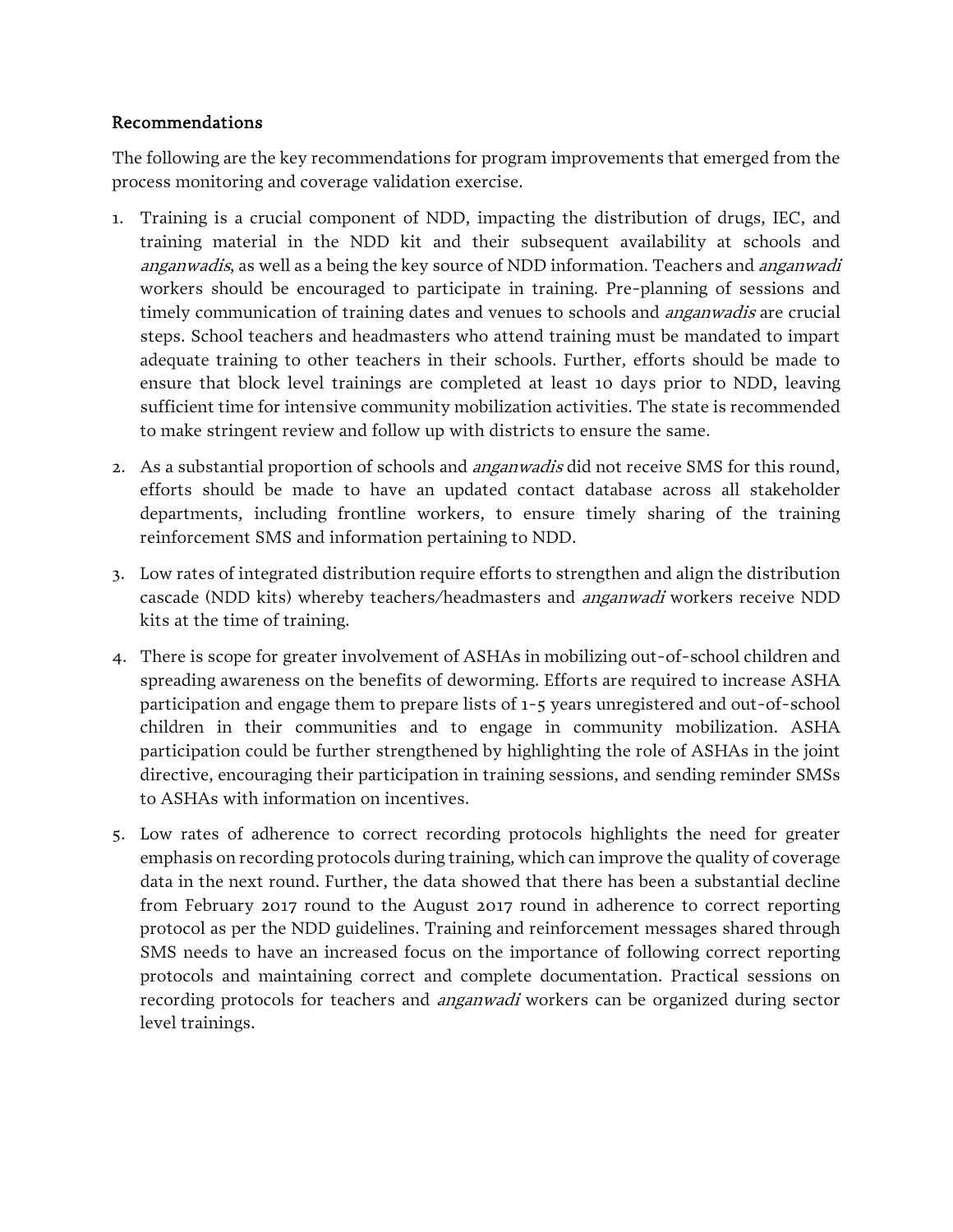## Recommendations

The following are the key recommendations for program improvements that emerged from the process monitoring and coverage validation exercise.

1. Training is a crucial component of NDD, impacting the distribution of drugs, IEC, and training material in the NDD kit and their subsequent availability at schools and *anganwadis*, as well as a being the key source of NDD information. Teachers and *anganwadi* workers should be encouraged to participate in training. Pre-planning of sessions and timely communication of training dates and venues to schools and *anganwadis* are crucial steps. School teachers and headmasters who attend training must be mandated to impart adequate training to other teachers in their schools. Further, efforts should be made to ensure that block level trainings are completed at least 10 days prior to NDD, leaving sufficient time for intensive community mobilization activities. The state is recommended to make stringent review and follow up with districts to ensure the same.
2. As a substantial proportion of schools and *anganwadis* did not receive SMS for this round, efforts should be made to have an updated contact database across all stakeholder departments, including frontline workers, to ensure timely sharing of the training reinforcement SMS and information pertaining to NDD.
3. Low rates of integrated distribution require efforts to strengthen and align the distribution cascade (NDD kits) whereby teachers/headmasters and *anganwadi* workers receive NDD kits at the time of training.
4. There is scope for greater involvement of ASHAs in mobilizing out-of-school children and spreading awareness on the benefits of deworming. Efforts are required to increase ASHA participation and engage them to prepare lists of 1-5 years unregistered and out-of-school children in their communities and to engage in community mobilization. ASHA participation could be further strengthened by highlighting the role of ASHAs in the joint directive, encouraging their participation in training sessions, and sending reminder SMSs to ASHAs with information on incentives.
5. Low rates of adherence to correct recording protocols highlights the need for greater emphasis on recording protocols during training, which can improve the quality of coverage data in the next round. Further, the data showed that there has been a substantial decline from February 2017 round to the August 2017 round in adherence to correct reporting protocol as per the NDD guidelines. Training and reinforcement messages shared through SMS needs to have an increased focus on the importance of following correct reporting protocols and maintaining correct and complete documentation. Practical sessions on recording protocols for teachers and *anganwadi* workers can be organized during sector level trainings.